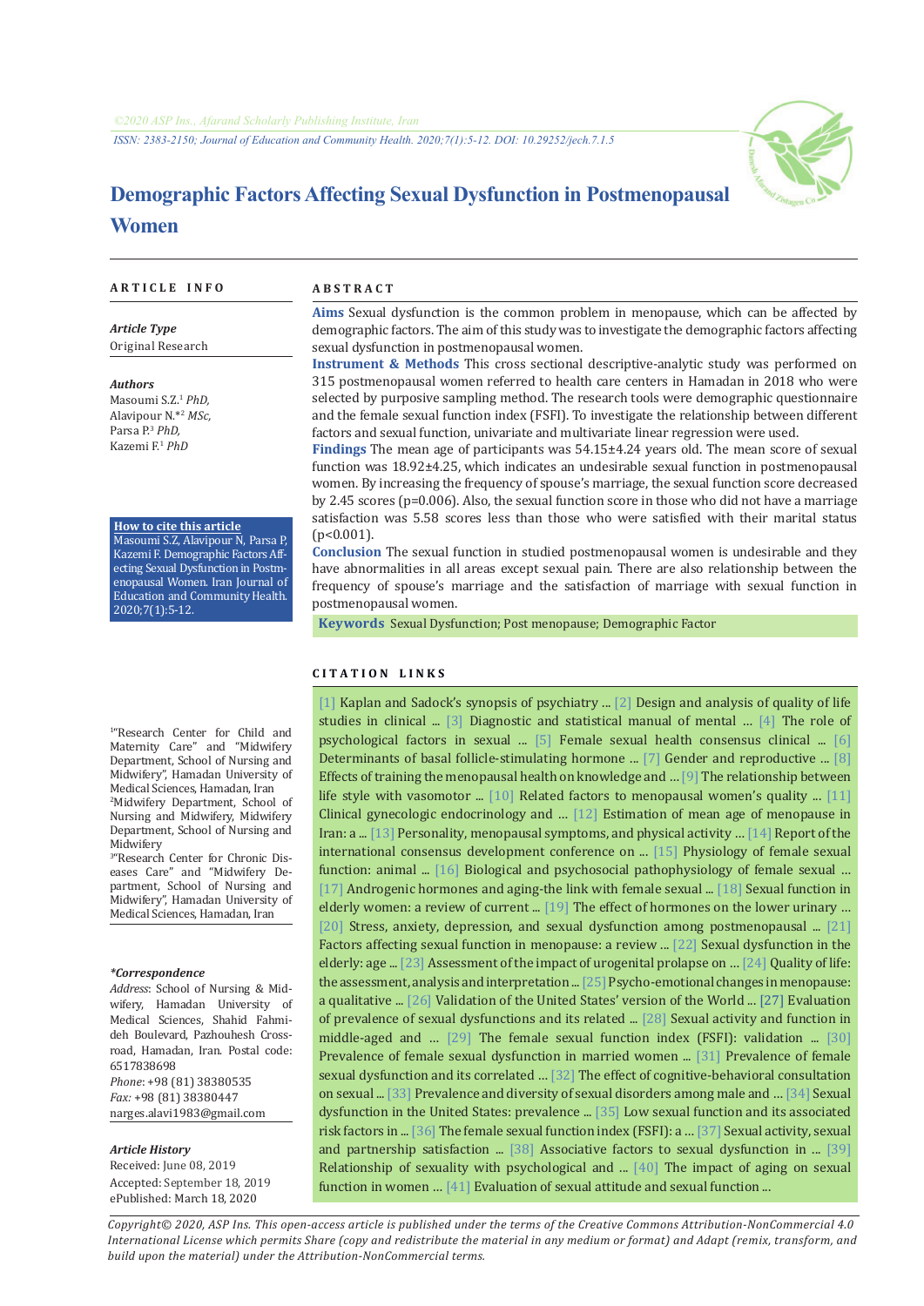# Demographic Factors Affecting Sexual Dysfunction in Postmenopausal Women

## ARTICLE INFO

***Article Type***

Original Research

***Authors***

Masoumi S.Z.[1] *PhD,*
Alavipour N.*[2] *MSc,*
Parsa P.[3] *PhD,*
Kazemi F.[1] *PhD*

**How to cite this article**

Masoumi S.Z, Alavipour N, Parsa P, Kazemi F. Demographic Factors Affecting Sexual Dysfunction in Postmenopausal Women. Iran Journal of Education and Community Health. 2020;7(1):5-12.

[1]"Research Center for Child and Maternity Care" and "Midwifery Department, School of Nursing and Midwifery", Hamadan University of Medical Sciences, Hamadan, Iran
[2]Midwifery Department, School of Nursing and Midwifery, Midwifery Department, School of Nursing and Midwifery
[3]"Research Center for Chronic Diseases Care" and "Midwifery Department, School of Nursing and Midwifery", Hamadan University of Medical Sciences, Hamadan, Iran

***Correspondence**

*Address*: School of Nursing & Midwifery, Hamadan University of Medical Sciences, Shahid Fahmideh Boulevard, Pazhouhesh Crossroad, Hamadan, Iran. Postal code: 6517838698
*Phone*: +98 (81) 38380535
*Fax*: +98 (81) 38380447
narges.alavi1983@gmail.com

***Article History***

Received: June 08, 2019
Accepted: September 18, 2019
ePublished: March 18, 2020

## ABSTRACT

**Aims** Sexual dysfunction is the common problem in menopause, which can be affected by demographic factors. The aim of this study was to investigate the demographic factors affecting sexual dysfunction in postmenopausal women.

**Instrument & Methods** This cross sectional descriptive-analytic study was performed on 315 postmenopausal women referred to health care centers in Hamadan in 2018 who were selected by purposive sampling method. The research tools were demographic questionnaire and the female sexual function index (FSFI). To investigate the relationship between different factors and sexual function, univariate and multivariate linear regression were used.

**Findings** The mean age of participants was 54.15±4.24 years old. The mean score of sexual function was 18.92±4.25, which indicates an undesirable sexual function in postmenopausal women. By increasing the frequency of spouse's marriage, the sexual function score decreased by 2.45 scores (p=0.006). Also, the sexual function score in those who did not have a marriage satisfaction was 5.58 scores less than those who were satisfied with their marital status (p<0.001).

**Conclusion** The sexual function in studied postmenopausal women is undesirable and they have abnormalities in all areas except sexual pain. There are also relationship between the frequency of spouse's marriage and the satisfaction of marriage with sexual function in postmenopausal women.

**Keywords** Sexual Dysfunction; Post menopause; Demographic Factor

## CITATION LINKS

[1] Kaplan and Sadock's synopsis of psychiatry ... [2] Design and analysis of quality of life studies in clinical ... [3] Diagnostic and statistical manual of mental ... [4] The role of psychological factors in sexual ... [5] Female sexual health consensus clinical ... [6] Determinants of basal follicle-stimulating hormone ... [7] Gender and reproductive ... [8] Effects of training the menopausal health on knowledge and ... [9] The relationship between life style with vasomotor ... [10] Related factors to menopausal women's quality ... [11] Clinical gynecologic endocrinology and ... [12] Estimation of mean age of menopause in Iran: a ... [13] Personality, menopausal symptoms, and physical activity ... [14] Report of the international consensus development conference on ... [15] Physiology of female sexual function: animal ... [16] Biological and psychosocial pathophysiology of female sexual ... [17] Androgenic hormones and aging-the link with female sexual ... [18] Sexual function in elderly women: a review of current ... [19] The effect of hormones on the lower urinary ... [20] Stress, anxiety, depression, and sexual dysfunction among postmenopausal ... [21] Factors affecting sexual function in menopause: a review ... [22] Sexual dysfunction in the elderly: age ... [23] Assessment of the impact of urogenital prolapse on ... [24] Quality of life: the assessment, analysis and interpretation ... [25] Psycho-emotional changes in menopause: a qualitative ... [26] Validation of the United States' version of the World ... [27] Evaluation of prevalence of sexual dysfunctions and its related ... [28] Sexual activity and function in middle-aged and ... [29] The female sexual function index (FSFI): validation ... [30] Prevalence of female sexual dysfunction in married women ... [31] Prevalence of female sexual dysfunction and its correlated ... [32] The effect of cognitive-behavioral consultation on sexual ... [33] Prevalence and diversity of sexual disorders among male and ... [34] Sexual dysfunction in the United States: prevalence ... [35] Low sexual function and its associated risk factors in ... [36] The female sexual function index (FSFI): a ... [37] Sexual activity, sexual and partnership satisfaction ... [38] Associative factors to sexual dysfunction in ... [39] Relationship of sexuality with psychological and ... [40] The impact of aging on sexual function in women ... [41] Evaluation of sexual attitude and sexual function ...

*Copyright© 2020, ASP Ins. This open-access article is published under the terms of the Creative Commons Attribution-NonCommercial 4.0 International License which permits Share (copy and redistribute the material in any medium or format) and Adapt (remix, transform, and build upon the material) under the Attribution-NonCommercial terms.*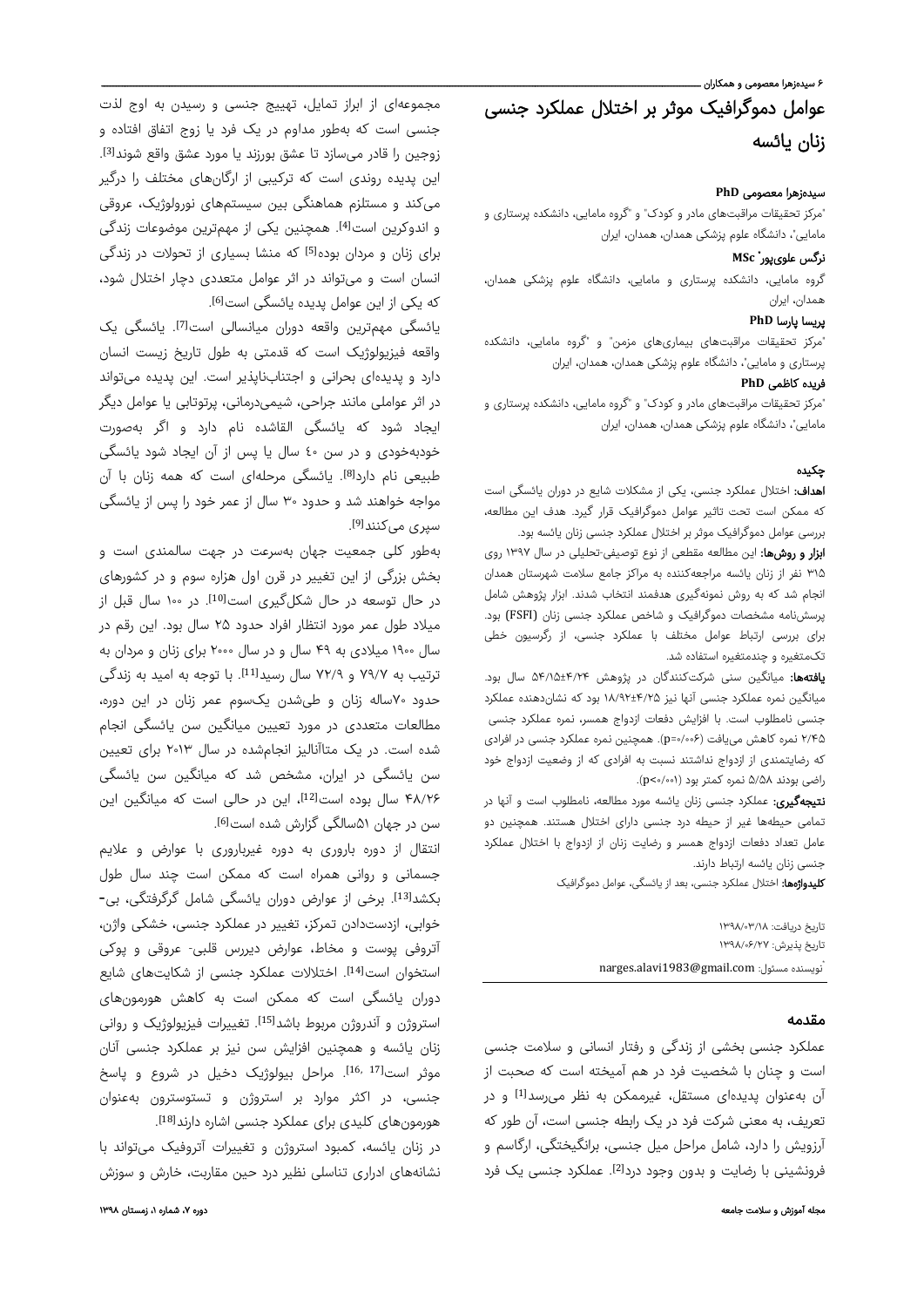# عوامل دموگرافیک موثر بر اختلال عملکرد جنسی زنان یائسه

**سیده‌زهرا معصومی PhD**

[1]مرکز تحقیقات مراقبت‌های مادر و کودک" و "[2]گروه مامایی، دانشکده پرستاری و مامایی"، دانشگاه علوم پزشکی همدان، همدان، ایران

**نرگس علوی‌پور* MSc**

گروه مامایی، دانشکده پرستاری و مامایی، دانشگاه علوم پزشکی همدان، همدان، ایران

**پریسا پارسا PhD**

[1]مرکز تحقیقات مراقبت‌های بیماری‌های مزمن" و "[2]گروه مامایی، دانشکده پرستاری و مامایی"، دانشگاه علوم پزشکی همدان، همدان، ایران

**فریده کاظمی PhD**

[1]مرکز تحقیقات مراقبت‌های مادر و کودک" و "[2]گروه مامایی، دانشکده پرستاری و مامایی"، دانشگاه علوم پزشکی همدان، همدان، ایران

## چکیده

**اهداف:** اختلال عملکرد جنسی، یکی از مشکلات شایع در دوران یائسگی است که ممکن است تحت تاثیر عوامل دموگرافیک قرار گیرد. هدف این مطالعه، بررسی عوامل دموگرافیک موثر بر اختلال عملکرد جنسی زنان یائسه بود.

**ابزار و روش‌ها:** این مطالعه مقطعی از نوع توصیفی-تحلیلی در سال ۱۳۹۷ روی ۳۱۵ نفر از زنان یائسه مراجعه‌کننده به مراکز جامع سلامت شهرستان همدان انجام شد که به روش نمونه‌گیری هدفمند انتخاب شدند. ابزار پژوهش شامل پرسش‌نامه مشخصات دموگرافیک و شاخص عملکرد جنسی زنان (FSFI) بود. برای بررسی ارتباط عوامل مختلف با عملکرد جنسی، از رگرسیون خطی تک‌متغیره و چندمتغیره استفاده شد.

**یافته‌ها:** میانگین سنی شرکت‌کنندگان در پژوهش ۵۴/۱۵±۴/۲۴ سال بود. میانگین نمره عملکرد جنسی آنها نیز ۱۸/۹۲±۴/۲۵ بود که نشان‌دهنده عملکرد جنسی نامطلوب است. با افزایش دفعات ازدواج همسر، نمره عملکرد جنسی ۲/۴۵ نمره کاهش می‌یافت (p=۰/۰۰۶). همچنین نمره عملکرد جنسی در افرادی که رضایتمندی از ازدواج نداشتند نسبت به افرادی که از وضعیت ازدواج خود راضی بودند ۵/۵۸ نمره کمتر بود (p<۰/۰۰۱).

**نتیجه‌گیری:** عملکرد جنسی زنان یائسه مورد مطالعه، نامطلوب است و آنها در تمامی حیطه‌ها غیر از حیطه درد جنسی دارای اختلال هستند. همچنین دو عامل تعداد دفعات ازدواج همسر و رضایت زنان از ازدواج با اختلال عملکرد جنسی زنان یائسه ارتباط دارند.

**کلیدواژه‌ها:** اختلال عملکرد جنسی، بعد از یائسگی، عوامل دموگرافیک

تاریخ دریافت: ۱۳۹۸/۰۳/۱۸

تاریخ پذیرش: ۱۳۹۸/۰۶/۲۷

*نویسنده مسئول: narges.alavi1983@gmail.com

## مقدمه

عملکرد جنسی بخشی از زندگی و رفتار انسانی و سلامت جنسی است و چنان با شخصیت فرد در هم آمیخته است که صحبت از آن به‌عنوان پدیده‌ای مستقل، غیرممکن به نظر می‌رسد[1] و در تعریف، به معنی شرکت فرد در یک رابطه جنسی است، آن طور که آرزویش را دارد، شامل مراحل میل جنسی، برانگیختگی، ارگاسم و فرونشینی با رضایت و بدون وجود درد[2]. عملکرد جنسی یک فرد مجموعه‌ای از ابراز تمایل، تهییج جنسی و رسیدن به اوج لذت جنسی است که به‌طور مداوم در یک فرد یا زوج اتفاق افتاده و زوجین را قادر می‌سازد تا عشق بورزند یا مورد عشق واقع شوند[3]. این پدیده روندی است که ترکیبی از ارگان‌های مختلف را درگیر می‌کند و مستلزم هماهنگی بین سیستم‌های نورولوژیک، عروقی و اندوکرین است[4]. همچنین یکی از مهم‌ترین موضوعات زندگی برای زنان و مردان بوده[5] که منشا بسیاری از تحولات در زندگی انسان است و می‌تواند در اثر عوامل متعددی دچار اختلال شود، که یکی از این عوامل پدیده یائسگی است[6].

یائسگی مهم‌ترین واقعه دوران میانسالی است[7]. یائسگی یک واقعه فیزیولوژیک است که قدمتی به طول تاریخ زیست انسان دارد و پدیده‌ای بحرانی و اجتناب‌ناپذیر است. این پدیده می‌تواند در اثر عواملی مانند جراحی، شیمی‌درمانی، پرتوتابی یا عوامل دیگر ایجاد شود که یائسگی القاشده نام دارد و اگر به‌صورت خودبه‌خودی و در سن ۴۰ سال یا پس از آن ایجاد شود یائسگی طبیعی نام دارد[8]. یائسگی مرحله‌ای است که همه زنان با آن مواجه خواهند شد و حدود ۳۰ سال از عمر خود را پس از یائسگی سپری می‌کنند[9].

به‌طور کلی جمعیت جهان به‌سرعت در جهت سالمندی است و بخش بزرگی از این تغییر در قرن اول هزاره سوم و در کشورهای در حال توسعه در حال شکل‌گیری است[10]. در ۱۰۰ سال قبل از میلاد طول عمر مورد انتظار افراد حدود ۲۵ سال بود. این رقم در سال ۱۹۰۰ میلادی به ۴۹ سال و در سال ۲۰۰۰ برای زنان و مردان به ترتیب به ۷۹/۷ و ۷۲/۹ سال رسید[11]. با توجه به امید به زندگی حدود ۷۰ساله زنان و طی‌شدن یک‌سوم عمر زنان در این دوره، مطالعات متعددی در مورد تعیین میانگین سن یائسگی انجام شده است. در یک متاآنالیز انجام‌شده در سال ۲۰۱۳ برای تعیین سن یائسگی در ایران، مشخص شد که میانگین سن یائسگی ۴۸/۲۶ سال بوده است[12]، این در حالی است که میانگین این سن در جهان ۵۱سالگی گزارش شده است[6].

انتقال از دوره باروری به دوره غیرباروری با عوارض و علایم جسمانی و روانی همراه است که ممکن است چند سال طول بکشد[13]. برخی از عوارض دوران یائسگی شامل گرگرفتگی، بی‌خوابی، ازدست‌دادن تمرکز، تغییر در عملکرد جنسی، خشکی واژن، آتروفی پوست و مخاط، عوارض دیررس قلبی- عروقی و پوکی استخوان است[14]. اختلالات عملکرد جنسی از شکایت‌های شایع دوران یائسگی است که به ممکن است به کاهش هورمون‌های استروژن و آندروژن مربوط باشد[15]. تغییرات فیزیولوژیک و روانی زنان یائسه و همچنین افزایش سن نیز بر عملکرد جنسی آنان موثر است[16, 17]. مراحل بیولوژیک دخیل در شروع و پاسخ جنسی، در اکثر موارد بر استروژن و تستوسترون به‌عنوان هورمون‌های کلیدی برای عملکرد جنسی اشاره دارند[18].

در زنان یائسه، کمبود استروژن و تغییرات آتروفیک می‌تواند با نشانه‌های ادراری تناسلی نظیر درد حین مقاربت، خارش و سوزش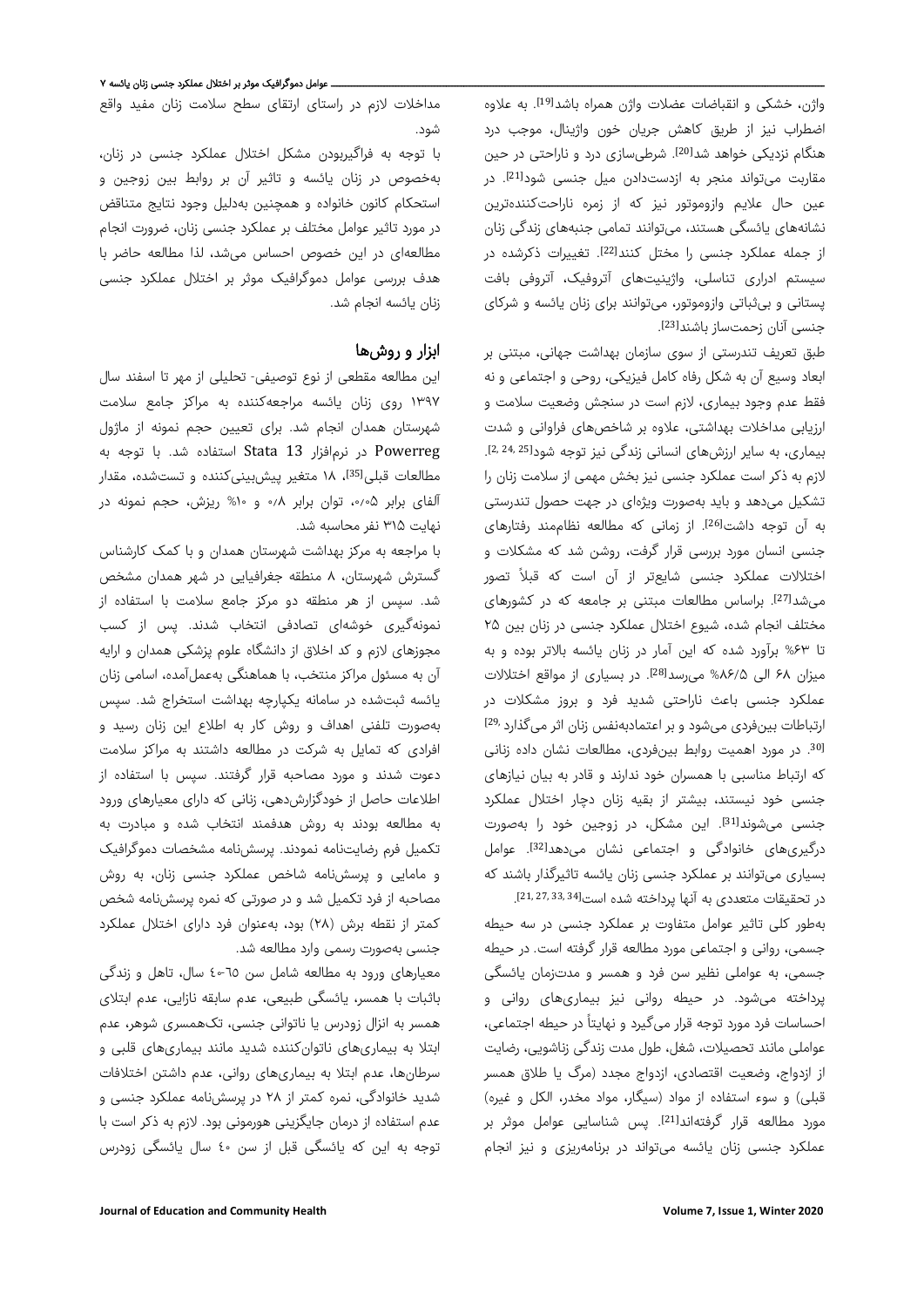واژن، خشکی و انقباضات عضلات واژن همراه باشد[19]. به علاوه اضطراب نیز از طریق کاهش جریان خون واژینال، موجب درد هنگام نزدیکی خواهد شد[20]. شرطی‌سازی درد و ناراحتی در حین مقاربت می‌تواند منجر به ازدست‌دادن میل جنسی شود[21]. در عین حال علایم وازوموتور نیز که از زمره ناراحت‌کننده‌ترین نشانه‌های یائسگی هستند، می‌توانند تمامی جنبه‌های زندگی زنان از جمله عملکرد جنسی را مختل کنند[22]. تغییرات ذکرشده در سیستم ادراری تناسلی، واژینیت‌های آتروفیک، آتروفی بافت پستانی و بی‌ثباتی وازوموتور، می‌توانند برای زنان یائسه و شرکای جنسی آنان زحمت‌ساز باشند[23].

طبق تعریف تندرستی از سوی سازمان بهداشت جهانی، مبتنی بر ابعاد وسیع آن به شکل رفاه کامل فیزیکی، روحی و اجتماعی و نه فقط عدم وجود بیماری، لازم است در سنجش وضعیت سلامت و ارزیابی مداخلات بهداشتی، علاوه بر شاخص‌های فراوانی و شدت بیماری، به سایر ارزش‌های انسانی زندگی نیز توجه شود[2, 24, 25]. لازم به ذکر است عملکرد جنسی نیز بخش مهمی از سلامت زنان را تشکیل می‌دهد و باید به‌صورت ویژه‌ای در جهت حصول تندرستی به آن توجه داشت[26]. از زمانی که مطالعه نظام‌مند رفتارهای جنسی انسان مورد بررسی قرار گرفت، روشن شد که مشکلات و اختلالات عملکرد جنسی شایع‌تر از آن است که قبلاً تصور می‌شد[27]. براساس مطالعات مبتنی بر جامعه که در کشورهای مختلف انجام شده، شیوع اختلال عملکرد جنسی در زنان بین ۲۵ تا ۶۳% برآورد شده که این آمار در زنان یائسه بالاتر بوده و به میزان ۶۸ الی ۸۶/۵% می‌رسد[28]. در بسیاری از مواقع اختلالات عملکرد جنسی باعث ناراحتی شدید فرد و بروز مشکلات در ارتباطات بین‌فردی می‌شود و بر اعتمادبه‌نفس زنان اثر می‌گذارد[29, 30]. در مورد اهمیت روابط بین‌فردی، مطالعات نشان داده زنانی که ارتباط مناسبی با همسران خود ندارند و قادر به بیان نیازهای جنسی خود نیستند، بیشتر از بقیه زنان دچار اختلال عملکرد جنسی می‌شوند[31]. این مشکل، در زوجین خود را به‌صورت درگیری‌های خانوادگی و اجتماعی نشان می‌دهد[32]. عوامل بسیاری می‌توانند بر عملکرد جنسی زنان یائسه تاثیرگذار باشند که در تحقیقات متعددی به آنها پرداخته شده است[21, 27, 33, 34].

به‌طور کلی تاثیر عوامل متفاوت بر عملکرد جنسی در سه حیطه جسمی، روانی و اجتماعی مورد مطالعه قرار گرفته است. در حیطه جسمی، به عواملی نظیر سن فرد و همسر و مدت‌زمان یائسگی پرداخته می‌شود. در حیطه روانی نیز بیماری‌های روانی و احساسات فرد مورد توجه قرار می‌گیرد و نهایتاً در حیطه اجتماعی، عواملی مانند تحصیلات، شغل، طول مدت زندگی زناشویی، رضایت از ازدواج، وضعیت اقتصادی، ازدواج مجدد (مرگ یا طلاق همسر قبلی) و سوء استفاده از مواد (سیگار، مواد مخدر، الکل و غیره) مورد مطالعه قرار گرفته‌اند[21]. پس شناسایی عوامل موثر بر عملکرد جنسی زنان یائسه می‌تواند در برنامه‌ریزی و نیز انجام مداخلات لازم در راستای ارتقای سطح سلامت زنان مفید واقع شود.

با توجه به فراگیربودن مشکل اختلال عملکرد جنسی در زنان، به‌خصوص در زنان یائسه و تاثیر آن بر روابط بین زوجین و استحکام کانون خانواده و همچنین به‌دلیل وجود نتایج متناقض در مورد تاثیر عوامل مختلف بر عملکرد جنسی زنان، ضرورت انجام مطالعه‌ای در این خصوص احساس می‌شد، لذا مطالعه حاضر با هدف بررسی عوامل دموگرافیک موثر بر اختلال عملکرد جنسی زنان یائسه انجام شد.

## ابزار و روش‌ها

این مطالعه مقطعی از نوع توصیفی- تحلیلی از مهر تا اسفند سال ۱۳۹۷ روی زنان یائسه مراجعه‌کننده به مراکز جامع سلامت شهرستان همدان انجام شد. برای تعیین حجم نمونه از ماژول Powerreg در نرم‌افزار Stata 13 استفاده شد. با توجه به مطالعات قبلی[35]، ۱۸ متغیر پیش‌بینی‌کننده و تست‌شده، مقدار آلفای برابر ۰/۰۵، توان برابر ۰/۸ و ۱۰% ریزش، حجم نمونه در نهایت ۳۱۵ نفر محاسبه شد.

با مراجعه به مرکز بهداشت شهرستان همدان و با کمک کارشناس گسترش شهرستان، ۸ منطقه جغرافیایی در شهر همدان مشخص شد. سپس از هر منطقه دو مرکز جامع سلامت با استفاده از نمونه‌گیری خوشه‌ای تصادفی انتخاب شدند. پس از کسب مجوزهای لازم و کد اخلاق از دانشگاه علوم پزشکی همدان و ارایه آن به مسئول مراکز منتخب، با هماهنگی به‌عمل‌آمده، اسامی زنان یائسه ثبت‌شده در سامانه یکپارچه بهداشت استخراج شد. سپس به‌صورت تلفنی اهداف و روش کار به اطلاع این زنان رسید و افرادی که تمایل به شرکت در مطالعه داشتند به مراکز سلامت دعوت شدند و مورد مصاحبه قرار گرفتند. سپس با استفاده از اطلاعات حاصل از خودگزارش‌دهی، زنانی که دارای معیارهای ورود به مطالعه بودند به روش هدفمند انتخاب شده و مبادرت به تکمیل فرم رضایت‌نامه نمودند. پرسش‌نامه مشخصات دموگرافیک و مامایی و پرسش‌نامه شاخص عملکرد جنسی زنان، به روش مصاحبه از فرد تکمیل شد و در صورتی که نمره پرسش‌نامه شخص کمتر از نقطه برش (۲۸) بود، به‌عنوان فرد دارای اختلال عملکرد جنسی به‌صورت رسمی وارد مطالعه شد.

معیارهای ورود به مطالعه شامل سن ۶۵-۴۰ سال، تاهل و زندگی باثبات با همسر، یائسگی طبیعی، عدم سابقه نازایی، عدم ابتلای همسر به انزال زودرس یا ناتوانی جنسی، تک‌همسری شوهر، عدم ابتلا به بیماری‌های ناتوان‌کننده شدید مانند بیماری‌های قلبی و سرطان‌ها، عدم ابتلا به بیماری‌های روانی، عدم داشتن اختلافات شدید خانوادگی، نمره کمتر از ۲۸ در پرسش‌نامه عملکرد جنسی و عدم استفاده از درمان جایگزینی هورمونی بود. لازم به ذکر است با توجه به این که یائسگی قبل از سن ۴۰ سال یائسگی زودرس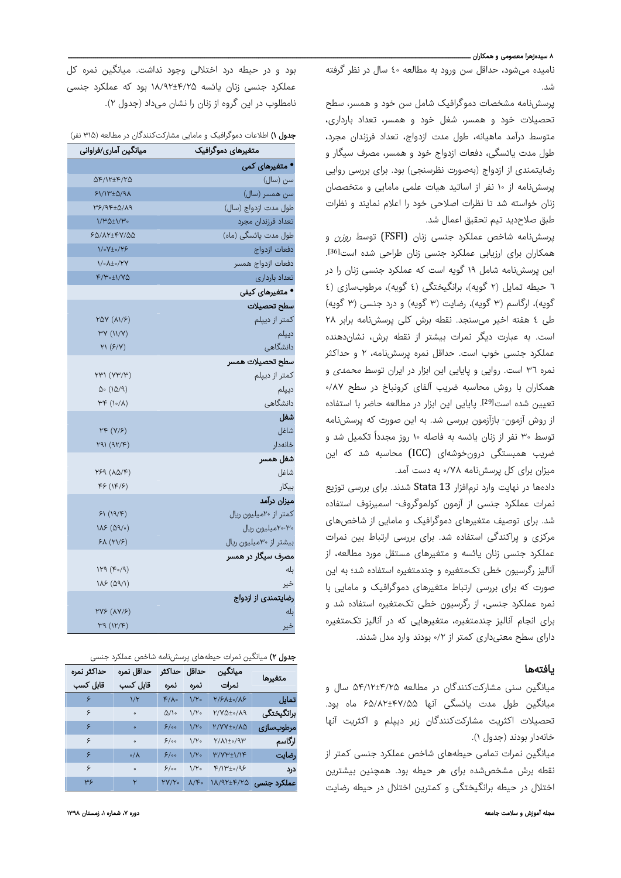نامیده می‌شود، حداقل سن ورود به مطالعه ٤٠ سال در نظر گرفته شد.

پرسش‌نامه مشخصات دموگرافیک شامل سن خود و همسر، سطح تحصیلات خود و همسر، شغل خود و همسر، تعداد بارداری، متوسط درآمد ماهیانه، طول مدت ازدواج، تعداد فرزندان مجرد، طول مدت یائسگی، دفعات ازدواج خود و همسر، مصرف سیگار و رضایتمندی از ازدواج (به‌صورت نظرسنجی) بود. برای بررسی روایی پرسش‌نامه از ۱۰ نفر از اساتید هیات علمی مامایی و متخصصان زنان خواسته شد تا نظرات اصلاحی خود را اعلام نمایند و نظرات طبق صلاحدید تیم تحقیق اعمال شد.

پرسش‌نامه شاخص عملکرد جنسی زنان (FSFI) توسط *روزن* و همکاران برای ارزیابی عملکرد جنسی زنان طراحی شده است[36]. این پرسش‌نامه شامل ۱۹ گویه است که عملکرد جنسی زنان را در ٦ حیطه تمایل (۲ گویه)، برانگیختگی (٤ گویه)، مرطوب‌سازی (٤ گویه)، ارگاسم (۳ گویه)، رضایت (۳ گویه) و درد جنسی (۳ گویه) طی ٤ هفته اخیر می‌سنجد. نقطه برش کلی پرسش‌نامه برابر ۲۸ است. به عبارت دیگر نمرات بیشتر از نقطه برش، نشان‌دهنده عملکرد جنسی خوب است. حداقل نمره پرسش‌نامه، ۲ و حداکثر نمره ۳٦ است. روایی و پایایی این ابزار در ایران توسط *محمدی* و همکاران با روش محاسبه ضریب آلفای کرونباخ در سطح ۰/۸۷ تعیین شده است[29]. پایایی این ابزار در مطالعه حاضر با استفاده از روش آزمون- بازآزمون بررسی شد. به این صورت که پرسش‌نامه توسط ۳۰ نفر از زنان یائسه به فاصله ۱۰ روز مجدداً تکمیل شد و ضریب همبستگی درون‌خوشه‌ای (ICC) محاسبه شد که این میزان برای کل پرسش‌نامه ۰/۷۸ به دست آمد.

داده‌ها در نهایت وارد نرم‌افزار Stata 13 شدند. برای بررسی توزیع نمرات عملکرد جنسی از آزمون کولموگروف- اسمیرنوف استفاده شد. برای توصیف متغیرهای دموگرافیک و مامایی از شاخص‌های مرکزی و پراکندگی استفاده شد. برای بررسی ارتباط بین نمرات عملکرد جنسی زنان یائسه و متغیرهای مستقل مورد مطالعه، از آنالیز رگرسیون خطی تک‌متغیره و چندمتغیره استفاده شد؛ به این صورت که برای بررسی ارتباط متغیرهای دموگرافیک و مامایی با نمره عملکرد جنسی، از رگرسیون خطی تک‌متغیره استفاده شد و برای انجام آنالیز چندمتغیره، متغیرهایی که در آنالیز تک‌متغیره دارای سطح معنی‌داری کمتر از ۰/۲ بودند وارد مدل شدند.

## یافته‌ها

میانگین سنی مشارکت‌کنندگان در مطالعه ۵۴/۱۲±۴/۲۵ سال و میانگین طول مدت یائسگی آنها ۶۵/۸۲±۴۷/۵۵ ماه بود. تحصیلات اکثریت مشارکت‌کنندگان زیر دیپلم و اکثریت آنها خانه‌دار بودند (جدول ۱).

میانگین نمرات تمامی حیطه‌های شاخص عملکرد جنسی کمتر از نقطه برش مشخص‌شده برای هر حیطه بود. همچنین بیشترین اختلال در حیطه برانگیختگی و کمترین اختلال در حیطه رضایت بود و در حیطه درد اختلالی وجود نداشت. میانگین نمره کل عملکرد جنسی زنان یائسه ۱۸/۹۲±۴/۲۵ بود که عملکرد جنسی نامطلوب در این گروه از زنان را نشان می‌داد (جدول ۲).

**جدول ۱)** اطلاعات دموگرافیک و مامایی مشارکت‌کنندگان در مطالعه (۳۱۵ نفر)

| متغیرهای دموگرافیک | میانگین آماری/فراوانی |
|---|---|
| **• متغیرهای کمی** | |
| سن (سال) | ۵۴/۱۲±۴/۲۵ |
| سن همسر (سال) | ۶۱/۱۳±۵/۹۸ |
| طول مدت ازدواج (سال) | ۳۶/۹۴±۵/۸۹ |
| تعداد فرزندان مجرد | ۱/۳۵±۱/۳۰ |
| طول مدت یائسگی (ماه) | ۶۵/۸۲±۴۷/۵۵ |
| دفعات ازدواج | ۱/۰۷±۰/۲۶ |
| دفعات ازدواج همسر | ۱/۰۸±۰/۲۷ |
| تعداد بارداری | ۴/۳۰±۱/۷۵ |
| **• متغیرهای کیفی** | |
| **سطح تحصیلات** | |
| کمتر از دیپلم | ۲۵۷ (۸۱/۶) |
| دیپلم | ۳۷ (۱۱/۷) |
| دانشگاهی | ۲۱ (۶/۷) |
| **سطح تحصیلات همسر** | |
| کمتر از دیپلم | ۲۳۱ (۷۳/۳) |
| دیپلم | ۵۰ (۱۵/۹) |
| دانشگاهی | ۳۴ (۱۰/۸) |
| **شغل** | |
| شاغل | ۲۴ (۷/۶) |
| خانه‌دار | ۲۹۱ (۹۲/۴) |
| **شغل همسر** | |
| شاغل | ۲۶۹ (۸۵/۴) |
| بیکار | ۴۶ (۱۴/۶) |
| **میزان درآمد** | |
| کمتر از ۲۰میلیون ریال | ۶۱ (۱۹/۴) |
| ۲۰-۳۰میلیون ریال | ۱۸۶ (۵۹/۰) |
| بیشتر از ۳۰میلیون ریال | ۶۸ (۲۱/۶) |
| **مصرف سیگار در همسر** | |
| بله | ۱۲۹ (۴۰/۹) |
| خیر | ۱۸۶ (۵۹/۱) |
| **رضایتمندی از ازدواج** | |
| بله | ۲۷۶ (۸۷/۶) |
| خیر | ۳۹ (۱۲/۴) |

**جدول ۲)** میانگین نمرات حیطه‌های پرسش‌نامه شاخص عملکرد جنسی

| متغیرها | میانگین نمرات | حداقل نمره | حداکثر نمره | حداقل نمره قابل کسب | حداکثر نمره قابل کسب |
|---|---|---|---|---|---|
| تمایل | ۲/۶۸±۰/۸۶ | ۱/۲۰ | ۴/۸۰ | ۱/۲ | ۶ |
| برانگیختگی | ۲/۷۵±۰/۸۹ | ۱/۲۰ | ۵/۱۰ | ۰ | ۶ |
| مرطوب‌سازی | ۲/۷۷±۰/۸۵ | ۱/۲۰ | ۶/۰۰ | ۰ | ۶ |
| ارگاسم | ۲/۸۱±۰/۹۳ | ۱/۲۰ | ۶/۰۰ | ۰ | ۶ |
| رضایت | ۳/۷۳±۱/۱۴ | ۱/۲۰ | ۶/۰۰ | ۰/۸ | ۶ |
| درد | ۴/۱۳±۰/۹۶ | ۱/۲۰ | ۶/۰۰ | ۰ | ۶ |
| عملکرد جنسی | ۱۸/۹۲±۴/۲۵ | ۸/۴۰ | ۲۷/۲۰ | ۲ | ۳۶ |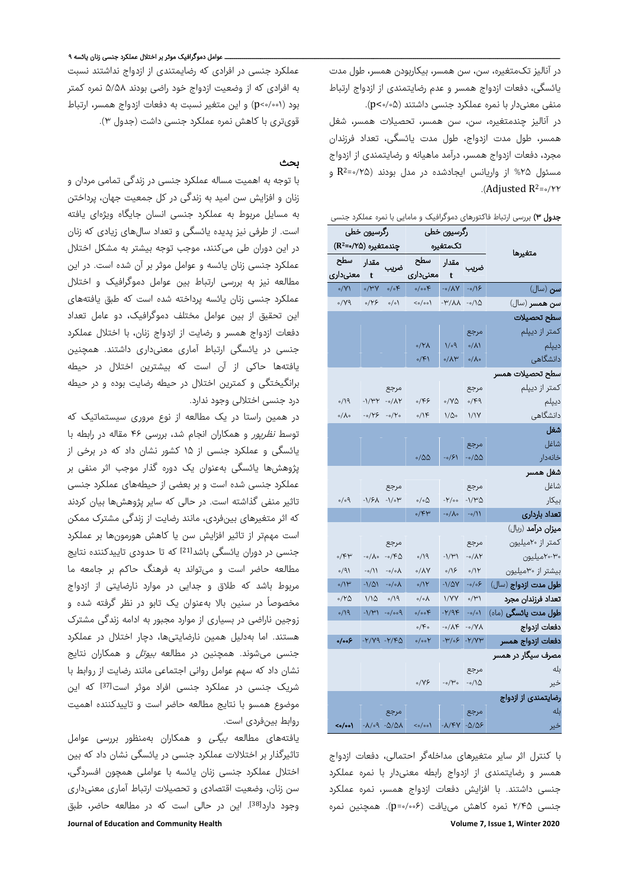در آنالیز تک‌متغیره، سن، سن همسر، بیکاربودن همسر، طول مدت یائسگی، دفعات ازدواج همسر و عدم رضایتمندی از ازدواج ارتباط منفی معنی‌دار با نمره عملکرد جنسی داشتند (p<۰/۰۵).

در آنالیز چندمتغیره، سن، سن همسر، تحصیلات همسر، شغل همسر، طول مدت ازدواج، طول مدت یائسگی، تعداد فرزندان مجرد، دفعات ازدواج همسر، درآمد ماهیانه و رضایتمندی از ازدواج مسئول ۲۵% از واریانس ایجادشده در مدل بودند ($R^2$=۰/۲۵ و Adjusted $R^2$=۰/۲۲).

**جدول ۳)** بررسی ارتباط فاکتورهای دموگرافیک و مامایی با نمره عملکرد جنسی

| متغیرها | رگرسیون خطی تک‌متغیره | | | رگرسیون خطی چندمتغیره ($R^2$=۰/۲۵) | | |
|---|---|---|---|---|---|---|
| | ضریب | مقدار t | سطح معنی‌داری | ضریب | مقدار t | سطح معنی‌داری |
| **سن** (سال) | -۰/۱۶ | -۰/۸۷ | ۰/۰۰۴ | ۰/۰۴ | ۰/۳۷ | ۰/۷۱ |
| **سن همسر** (سال) | -۰/۱۵ | -۳/۸۸ | <۰/۰۰۱ | ۰/۰۱ | ۰/۲۶ | ۰/۷۹ |
| **سطح تحصیلات** | | | | | | |
| کمتر از دیپلم | مرجع | | | | | |
| دیپلم | ۰/۸۱ | ۱/۰۹ | ۰/۲۸ | | | |
| دانشگاهی | ۰/۸۰ | ۰/۸۳ | ۰/۴۱ | | | |
| **سطح تحصیلات همسر** | | | | | | |
| کمتر از دیپلم | مرجع | | | مرجع | | |
| دیپلم | ۰/۴۹ | ۰/۷۵ | ۰/۴۶ | -۰/۸۲ | -۱/۳۲ | ۰/۱۹ |
| دانشگاهی | ۱/۱۷ | ۱/۵۰ | ۰/۱۴ | -۰/۲۰ | -۰/۲۶ | ۰/۸۰ |
| **شغل** | | | | | | |
| شاغل | مرجع | | | | | |
| خانه‌دار | -۰/۵۵ | -۰/۶۱ | ۰/۵۵ | | | |
| **شغل همسر** | | | | | | |
| شاغل | مرجع | | | مرجع | | |
| بیکار | -۱/۳۵ | -۲/۰۰ | ۰/۰۵ | -۱/۰۳ | -۱/۶۸ | ۰/۰۹ |
| **تعداد بارداری** | -۰/۱۱ | -۰/۸۰ | ۰/۴۳ | | | |
| **میزان درآمد** (ریال) | | | | | | |
| کمتر از ۲۰میلیون | مرجع | | | مرجع | | |
| ۳۰-۲۰میلیون | -۰/۸۲ | -۱/۳۱ | ۰/۱۹ | -۰/۴۵ | -۰/۸۰ | ۰/۴۳ |
| بیشتر از ۳۰میلیون | ۰/۱۲ | ۰/۱۶ | ۰/۸۷ | -۰/۰۸ | -۰/۱۱ | ۰/۹۱ |
| **طول مدت ازدواج** (سال) | -۰/۰۶ | -۱/۵۷ | ۰/۱۲ | -۰/۰۸ | -۱/۵۱ | ۰/۱۳ |
| **تعداد فرزندان مجرد** | ۰/۳۱ | ۱/۷۷ | ۰/۰۸ | ۰/۱۹ | ۱/۱۵ | ۰/۲۵ |
| **طول مدت یائسگی** (ماه) | -۰/۰۱ | -۲/۹۴ | ۰/۰۰۴ | -۰/۰۰۹ | -۱/۳۱ | ۰/۱۹ |
| **دفعات ازدواج** | -۰/۷۸ | -۰/۸۴ | ۰/۴۰ | | | |
| **دفعات ازدواج همسر** | -۲/۷۳ | -۳/۰۶ | ۰/۰۰۲ | -۲/۴۵ | -۲/۷۹ | **۰/۰۰۶** |
| **مصرف سیگار در همسر** | | | | | | |
| بله | مرجع | | | | | |
| خیر | -۰/۱۵ | -۰/۳۰ | ۰/۷۶ | | | |
| **رضایتمندی از ازدواج** | | | | | | |
| بله | مرجع | | | مرجع | | |
| خیر | -۵/۵۶ | -۸/۴۲ | <۰/۰۰۱ | -۵/۵۸ | -۸/۰۹ | **<۰/۰۰۱** |

با کنترل اثر سایر متغیرهای مداخله‌گر احتمالی، دفعات ازدواج همسر و رضایتمندی از ازدواج رابطه معنی‌دار با نمره عملکرد جنسی داشتند. با افزایش دفعات ازدواج همسر، نمره عملکرد جنسی ۲/۴۵ نمره کاهش می‌یافت (p=۰/۰۰۶). همچنین نمره عملکرد جنسی در افرادی که رضایتمندی از ازدواج نداشتند نسبت به افرادی که از وضعیت ازدواج خود راضی بودند ۵/۵۸ نمره کمتر بود (p<۰/۰۰۱) و این متغیر نسبت به دفعات ازدواج همسر، ارتباط قوی‌تری با کاهش نمره عملکرد جنسی داشت (جدول ۳).

## بحث

با توجه به اهمیت مساله عملکرد جنسی در زندگی تمامی مردان و زنان و افزایش سن امید به زندگی در کل جمعیت جهان، پرداختن به مسایل مربوط به عملکرد جنسی انسان جایگاه ویژه‌ای یافته است. از طرفی نیز پدیده یائسگی و تعداد سال‌های زیادی که زنان در این دوران طی می‌کنند، موجب توجه بیشتر به مشکل اختلال عملکرد جنسی زنان یائسه و عوامل موثر بر آن شده است. در این مطالعه نیز به بررسی ارتباط بین عوامل دموگرافیک و اختلال عملکرد جنسی زنان یائسه پرداخته شده است که طبق یافته‌های این تحقیق از بین عوامل مختلف دموگرافیک، دو عامل تعداد دفعات ازدواج همسر و رضایت زنان از ازدواج، با اختلال عملکرد جنسی در یائسگی ارتباط آماری معنی‌داری داشتند. همچنین یافته‌ها حاکی از آن است که بیشترین اختلال در حیطه برانگیختگی و کمترین اختلال در حیطه رضایت بوده و در حیطه درد جنسی اختلالی وجود ندارد.

در همین راستا در یک مطالعه از نوع مروری سیستماتیک که توسط *نظرپور* و همکاران انجام شد، بررسی ۴۶ مقاله در رابطه با یائسگی و عملکرد جنسی از ۱۵ کشور نشان داد که در برخی از پژوهش‌ها یائسگی به‌عنوان یک دوره گذار موجب اثر منفی بر عملکرد جنسی شده است و بر بعضی از حیطه‌های عملکرد جنسی تاثیر منفی گذاشته است. در حالی که سایر پژوهش‌ها بیان کردند که اثر متغیرهای بین‌فردی، مانند رضایت از زندگی مشترک ممکن است مهم‌تر از تاثیر افزایش سن یا کاهش هورمون‌ها بر عملکرد جنسی در دوران یائسگی باشد[21] که تا حدودی تاییدکننده نتایج مطالعه حاضر است و می‌تواند به فرهنگ حاکم بر جامعه ما مربوط باشد که طلاق و جدایی در موارد نارضایتی از ازدواج مخصوصاً در سنین بالا به‌عنوان یک تابو در نظر گرفته شده و زوجین ناراضی در بسیاری از موارد مجبور به ادامه زندگی مشترک هستند. اما به‌دلیل همین نارضایتی‌ها، دچار اختلال در عملکرد جنسی می‌شوند. همچنین در مطالعه *بیوتل* و همکاران نتایج نشان داد که سهم عوامل روانی اجتماعی مانند رضایت از روابط با شریک جنسی در عملکرد جنسی افراد موثر است[37] که این موضوع همسو با نتایج مطالعه حاضر است و تاییدکننده اهمیت روابط بین‌فردی است.

یافته‌های مطالعه *بیگی* و همکاران به‌منظور بررسی عوامل تاثیرگذار بر اختلالات عملکرد جنسی در یائسگی نشان داد که بین اختلال عملکرد جنسی زنان یائسه با عواملی همچون افسردگی، سن زنان، وضعیت اقتصادی و تحصیلات ارتباط آماری معنی‌داری وجود دارد[38]. این در حالی است که در مطالعه حاضر، طبق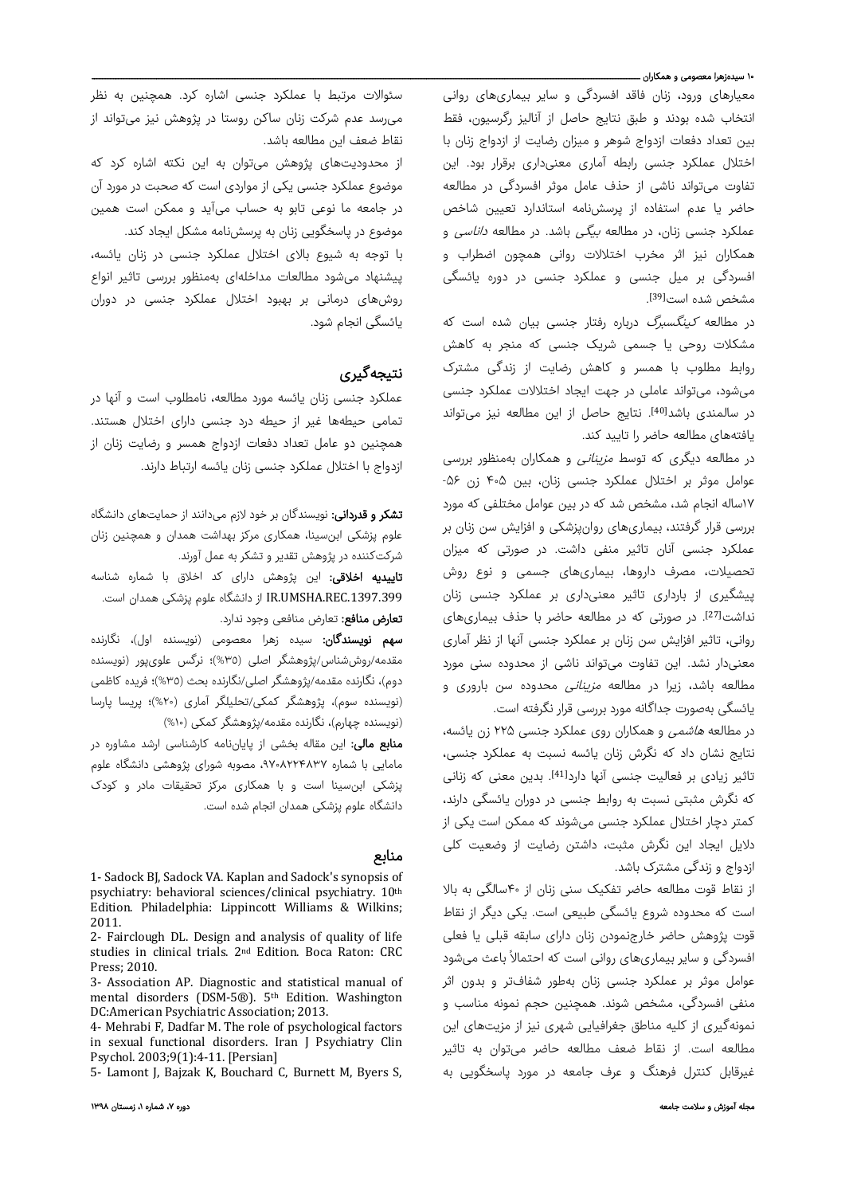معیارهای ورود، زنان فاقد افسردگی و سایر بیماری‌های روانی انتخاب شده بودند و طبق نتایج حاصل از آنالیز رگرسیون، فقط بین تعداد دفعات ازدواج شوهر و میزان رضایت از ازدواج زنان با اختلال عملکرد جنسی رابطه آماری معنی‌داری برقرار بود. این تفاوت می‌تواند ناشی از حذف عامل موثر افسردگی در مطالعه حاضر یا عدم استفاده از پرسش‌نامه استاندارد تعیین شاخص عملکرد جنسی زنان، در مطالعه *بیگی* باشد. در مطالعه *داناسی* و همکاران نیز اثر مخرب اختلالات روانی همچون اضطراب و افسردگی بر میل جنسی و عملکرد جنسی در دوره یائسگی مشخص شده است[39].

در مطالعه *کینگسبرگ* درباره رفتار جنسی بیان شده است که مشکلات روحی یا جسمی شریک جنسی که منجر به کاهش روابط مطلوب با همسر و کاهش رضایت از زندگی مشترک می‌شود، می‌تواند عاملی در جهت ایجاد اختلالات عملکرد جنسی در سالمندی باشد[40]. نتایج حاصل از این مطالعه نیز می‌تواند یافته‌های مطالعه حاضر را تایید کند.

در مطالعه دیگری که توسط *مزینانی* و همکاران به‌منظور بررسی عوامل موثر بر اختلال عملکرد جنسی زنان، بین ۴۰۵ زن ۵۶-۱۷ساله انجام شد، مشخص شد که در بین عوامل مختلفی که مورد بررسی قرار گرفتند، بیماری‌های روان‌پزشکی و افزایش سن زنان بر عملکرد جنسی آنان تاثیر منفی داشت. در صورتی که میزان تحصیلات، مصرف داروها، بیماری‌های جسمی و نوع روش پیشگیری از بارداری تاثیر معنی‌داری بر عملکرد جنسی زنان نداشت[27]. در صورتی که در مطالعه حاضر با حذف بیماری‌های روانی، تاثیر افزایش سن زنان بر عملکرد جنسی آنها از نظر آماری معنی‌دار نشد. این تفاوت می‌تواند ناشی از محدوده سنی مورد مطالعه باشد، زیرا در مطالعه *مزینانی* محدوده سن باروری و یائسگی به‌صورت جداگانه مورد بررسی قرار نگرفته است.

در مطالعه *هاشمی* و همکاران روی عملکرد جنسی ۲۲۵ زن یائسه، نتایج نشان داد که نگرش زنان یائسه نسبت به عملکرد جنسی، تاثیر زیادی بر فعالیت جنسی آنها دارد[41]. بدین معنی که زنانی که نگرش مثبتی نسبت به روابط جنسی در دوران یائسگی دارند، کمتر دچار اختلال عملکرد جنسی می‌شوند که ممکن است یکی از دلایل ایجاد این نگرش مثبت، داشتن رضایت از وضعیت کلی ازدواج و زندگی مشترک باشد.

از نقاط قوت مطالعه حاضر تفکیک سنی زنان از ۴۰سالگی به بالا است که محدوده شروع یائسگی طبیعی است. یکی دیگر از نقاط قوت پژوهش حاضر خارج‌نمودن زنان دارای سابقه قبلی یا فعلی افسردگی و سایر بیماری‌های روانی است که احتمالاً باعث می‌شود عوامل موثر بر عملکرد جنسی زنان به‌طور شفاف‌تر و بدون اثر منفی افسردگی، مشخص شوند. همچنین حجم نمونه مناسب و نمونه‌گیری از کلیه مناطق جغرافیایی شهری نیز از مزیت‌های این مطالعه است. از نقاط ضعف مطالعه حاضر می‌توان به تاثیر غیرقابل کنترل فرهنگ و عرف جامعه در مورد پاسخگویی به سئوالات مرتبط با عملکرد جنسی اشاره کرد. همچنین به نظر می‌رسد عدم شرکت زنان ساکن روستا در پژوهش نیز می‌تواند از نقاط ضعف این مطالعه باشد.

از محدودیت‌های پژوهش می‌توان به این نکته اشاره کرد که موضوع عملکرد جنسی یکی از مواردی است که صحبت در مورد آن در جامعه ما نوعی تابو به حساب می‌آید و ممکن است همین موضوع در پاسخگویی زنان به پرسش‌نامه مشکل ایجاد کند.

با توجه به شیوع بالای اختلال عملکرد جنسی در زنان یائسه، پیشنهاد می‌شود مطالعات مداخله‌ای به‌منظور بررسی تاثیر انواع روش‌های درمانی بر بهبود اختلال عملکرد جنسی در دوران یائسگی انجام شود.

## نتیجه‌گیری

عملکرد جنسی زنان یائسه مورد مطالعه، نامطلوب است و آنها در تمامی حیطه‌ها غیر از حیطه درد جنسی دارای اختلال هستند. همچنین دو عامل تعداد دفعات ازدواج همسر و رضایت زنان از ازدواج با اختلال عملکرد جنسی زنان یائسه ارتباط دارند.

**تشکر و قدردانی:** نویسندگان بر خود لازم می‌دانند از حمایت‌های دانشگاه علوم پزشکی ابن‌سینا، همکاری مرکز بهداشت همدان و همچنین زنان شرکت‌کننده در پژوهش تقدیر و تشکر به عمل آورند.

**تاییدیه اخلاقی:** این پژوهش دارای کد اخلاق با شماره شناسه IR.UMSHA.REC.1397.399 از دانشگاه علوم پزشکی همدان است.

**تعارض منافع:** تعارض منافعی وجود ندارد.

**سهم نویسندگان:** سیده زهرا معصومی (نویسنده اول)، نگارنده مقدمه/روش‌شناس/پژوهشگر اصلی (۳۵%)؛ نرگس علوی‌پور (نویسنده دوم)، نگارنده مقدمه/پژوهشگر اصلی/نگارنده بحث (۳۵%)؛ فریده کاظمی (نویسنده سوم)، پژوهشگر کمکی/تحلیلگر آماری (۲۰%)؛ پریسا پارسا (نویسنده چهارم)، نگارنده مقدمه/پژوهشگر کمکی (۱۰%)

**منابع مالی:** این مقاله بخشی از پایان‌نامه کارشناسی ارشد مشاوره در مامایی با شماره ۹۷۰۸۲۲۴۸۳۷، مصوبه شورای پژوهشی دانشگاه علوم پزشکی ابن‌سینا است و با همکاری مرکز تحقیقات مادر و کودک دانشگاه علوم پزشکی همدان انجام شده است.

## منابع

1- Sadock BJ, Sadock VA. Kaplan and Sadock's synopsis of psychiatry: behavioral sciences/clinical psychiatry. 10th Edition. Philadelphia: Lippincott Williams & Wilkins; 2011.

2- Fairclough DL. Design and analysis of quality of life studies in clinical trials. 2nd Edition. Boca Raton: CRC Press; 2010.

3- Association AP. Diagnostic and statistical manual of mental disorders (DSM-5®). 5th Edition. Washington DC:American Psychiatric Association; 2013.

4- Mehrabi F, Dadfar M. The role of psychological factors in sexual functional disorders. Iran J Psychiatry Clin Psychol. 2003;9(1):4-11. [Persian]

5- Lamont J, Bajzak K, Bouchard C, Burnett M, Byers S,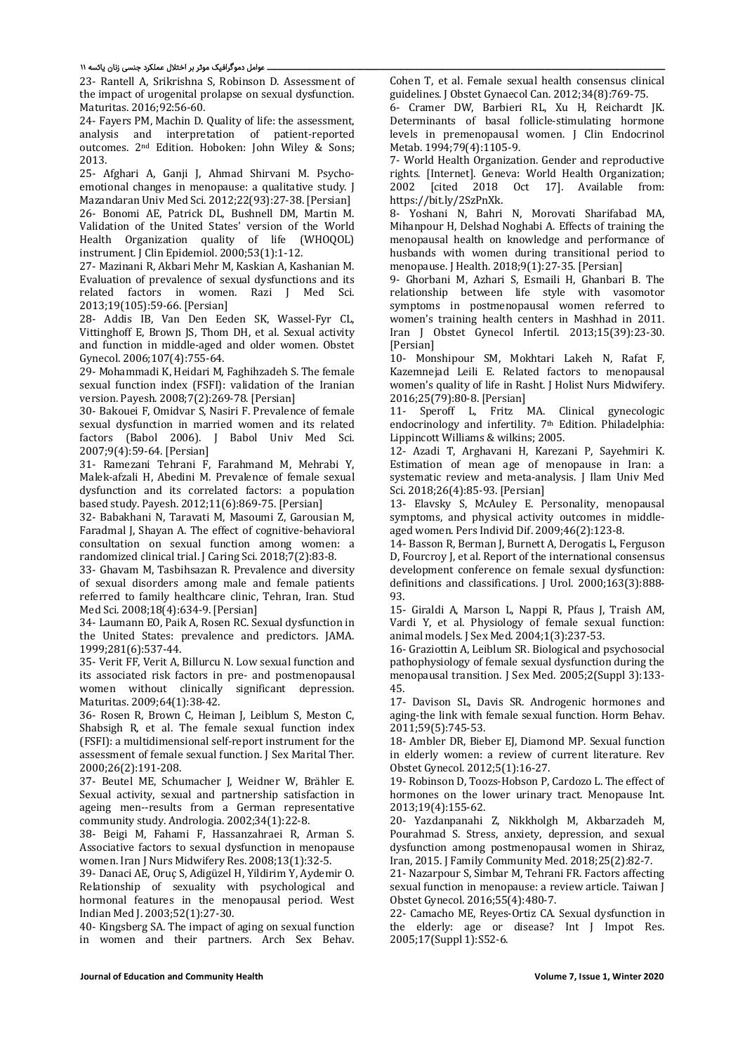23- Rantell A, Srikrishna S, Robinson D. Assessment of the impact of urogenital prolapse on sexual dysfunction. Maturitas. 2016;92:56-60.

24- Fayers PM, Machin D. Quality of life: the assessment, analysis and interpretation of patient-reported outcomes. 2nd Edition. Hoboken: John Wiley & Sons; 2013.

25- Afghari A, Ganji J, Ahmad Shirvani M. Psycho-emotional changes in menopause: a qualitative study. J Mazandaran Univ Med Sci. 2012;22(93):27-38. [Persian]

26- Bonomi AE, Patrick DL, Bushnell DM, Martin M. Validation of the United States' version of the World Health Organization quality of life (WHOQOL) instrument. J Clin Epidemiol. 2000;53(1):1-12.

27- Mazinani R, Akbari Mehr M, Kaskian A, Kashanian M. Evaluation of prevalence of sexual dysfunctions and its related factors in women. Razi J Med Sci. 2013;19(105):59-66. [Persian]

28- Addis IB, Van Den Eeden SK, Wassel-Fyr CL, Vittinghoff E, Brown JS, Thom DH, et al. Sexual activity and function in middle-aged and older women. Obstet Gynecol. 2006;107(4):755-64.

29- Mohammadi K, Heidari M, Faghihzadeh S. The female sexual function index (FSFI): validation of the Iranian version. Payesh. 2008;7(2):269-78. [Persian]

30- Bakouei F, Omidvar S, Nasiri F. Prevalence of female sexual dysfunction in married women and its related factors (Babol 2006). J Babol Univ Med Sci. 2007;9(4):59-64. [Persian]

31- Ramezani Tehrani F, Farahmand M, Mehrabi Y, Malek-afzali H, Abedini M. Prevalence of female sexual dysfunction and its correlated factors: a population based study. Payesh. 2012;11(6):869-75. [Persian]

32- Babakhani N, Taravati M, Masoumi Z, Garousian M, Faradmal J, Shayan A. The effect of cognitive-behavioral consultation on sexual function among women: a randomized clinical trial. J Caring Sci. 2018;7(2):83-8.

33- Ghavam M, Tasbihsazan R. Prevalence and diversity of sexual disorders among male and female patients referred to family healthcare clinic, Tehran, Iran. Stud Med Sci. 2008;18(4):634-9. [Persian]

34- Laumann EO, Paik A, Rosen RC. Sexual dysfunction in the United States: prevalence and predictors. JAMA. 1999;281(6):537-44.

35- Verit FF, Verit A, Billurcu N. Low sexual function and its associated risk factors in pre- and postmenopausal women without clinically significant depression. Maturitas. 2009;64(1):38-42.

36- Rosen R, Brown C, Heiman J, Leiblum S, Meston C, Shabsigh R, et al. The female sexual function index (FSFI): a multidimensional self-report instrument for the assessment of female sexual function. J Sex Marital Ther. 2000;26(2):191-208.

37- Beutel ME, Schumacher J, Weidner W, Brähler E. Sexual activity, sexual and partnership satisfaction in ageing men--results from a German representative community study. Andrologia. 2002;34(1):22-8.

38- Beigi M, Fahami F, Hassanzahraei R, Arman S. Associative factors to sexual dysfunction in menopause women. Iran J Nurs Midwifery Res. 2008;13(1):32-5.

39- Danaci AE, Oruç S, Adigüzel H, Yildirim Y, Aydemir O. Relationship of sexuality with psychological and hormonal features in the menopausal period. West Indian Med J. 2003;52(1):27-30.

40- Kingsberg SA. The impact of aging on sexual function in women and their partners. Arch Sex Behav.

Cohen T, et al. Female sexual health consensus clinical guidelines. J Obstet Gynaecol Can. 2012;34(8):769-75.

6- Cramer DW, Barbieri RL, Xu H, Reichardt JK. Determinants of basal follicle-stimulating hormone levels in premenopausal women. J Clin Endocrinol Metab. 1994;79(4):1105-9.

7- World Health Organization. Gender and reproductive rights. [Internet]. Geneva: World Health Organization; 2002 [cited 2018 Oct 17]. Available from: https://bit.ly/2SzPnXk.

8- Yoshani N, Bahri N, Morovati Sharifabad MA, Mihanpour H, Delshad Noghabi A. Effects of training the menopausal health on knowledge and performance of husbands with women during transitional period to menopause. J Health. 2018;9(1):27-35. [Persian]

9- Ghorbani M, Azhari S, Esmaili H, Ghanbari B. The relationship between life style with vasomotor symptoms in postmenopausal women referred to women's training health centers in Mashhad in 2011. Iran J Obstet Gynecol Infertil. 2013;15(39):23-30. [Persian]

10- Monshipour SM, Mokhtari Lakeh N, Rafat F, Kazemnejad Leili E. Related factors to menopausal women's quality of life in Rasht. J Holist Nurs Midwifery. 2016;25(79):80-8. [Persian]

11- Speroff L, Fritz MA. Clinical gynecologic endocrinology and infertility. 7th Edition. Philadelphia: Lippincott Williams & wilkins; 2005.

12- Azadi T, Arghavani H, Karezani P, Sayehmiri K. Estimation of mean age of menopause in Iran: a systematic review and meta-analysis. J Ilam Univ Med Sci. 2018;26(4):85-93. [Persian]

13- Elavsky S, McAuley E. Personality, menopausal symptoms, and physical activity outcomes in middle-aged women. Pers Individ Dif. 2009;46(2):123-8.

14- Basson R, Berman J, Burnett A, Derogatis L, Ferguson D, Fourcroy J, et al. Report of the international consensus development conference on female sexual dysfunction: definitions and classifications. J Urol. 2000;163(3):888-93.

15- Giraldi A, Marson L, Nappi R, Pfaus J, Traish AM, Vardi Y, et al. Physiology of female sexual function: animal models. J Sex Med. 2004;1(3):237-53.

16- Graziottin A, Leiblum SR. Biological and psychosocial pathophysiology of female sexual dysfunction during the menopausal transition. J Sex Med. 2005;2(Suppl 3):133-45.

17- Davison SL, Davis SR. Androgenic hormones and aging-the link with female sexual function. Horm Behav. 2011;59(5):745-53.

18- Ambler DR, Bieber EJ, Diamond MP. Sexual function in elderly women: a review of current literature. Rev Obstet Gynecol. 2012;5(1):16-27.

19- Robinson D, Toozs-Hobson P, Cardozo L. The effect of hormones on the lower urinary tract. Menopause Int. 2013;19(4):155-62.

20- Yazdanpanahi Z, Nikkholgh M, Akbarzadeh M, Pourahmad S. Stress, anxiety, depression, and sexual dysfunction among postmenopausal women in Shiraz, Iran, 2015. J Family Community Med. 2018;25(2):82-7.

21- Nazarpour S, Simbar M, Tehrani FR. Factors affecting sexual function in menopause: a review article. Taiwan J Obstet Gynecol. 2016;55(4):480-7.

22- Camacho ME, Reyes-Ortiz CA. Sexual dysfunction in the elderly: age or disease? Int J Impot Res. 2005;17(Suppl 1):S52-6.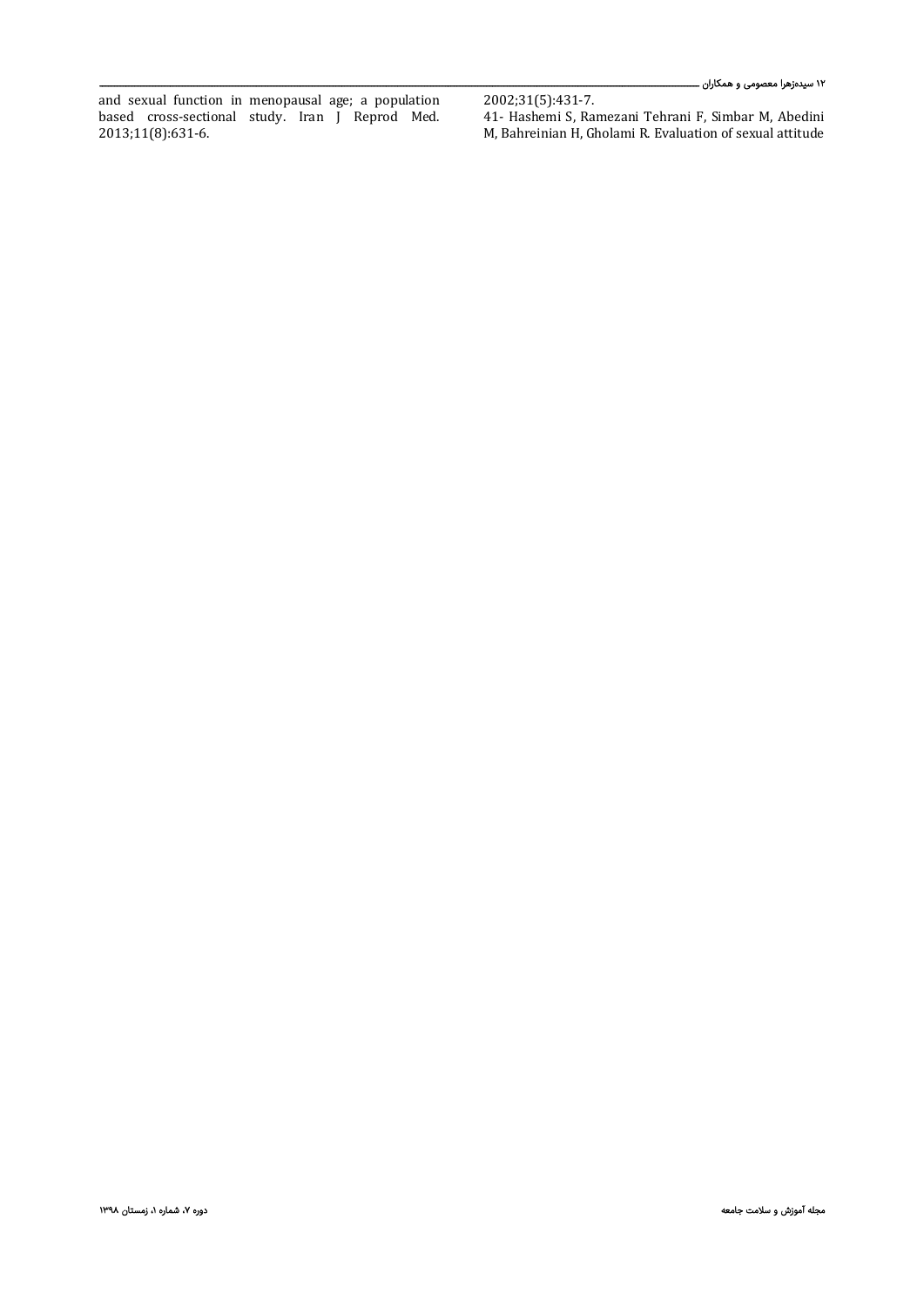and sexual function in menopausal age; a population based cross-sectional study. Iran J Reprod Med. 2013;11(8):631-6.

2002;31(5):431-7.

41- Hashemi S, Ramezani Tehrani F, Simbar M, Abedini M, Bahreinian H, Gholami R. Evaluation of sexual attitude